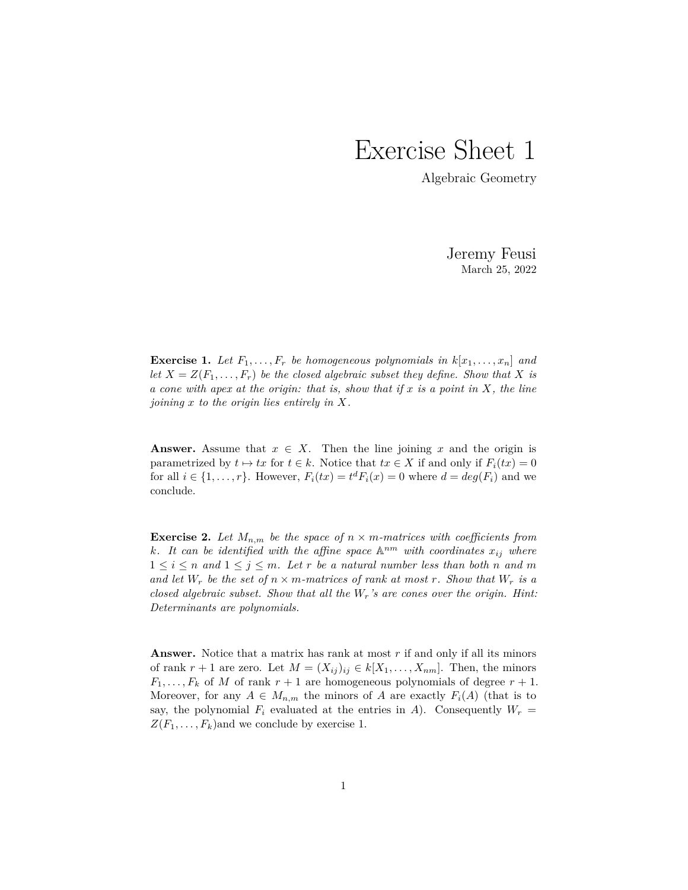# Exercise Sheet 1

Algebraic Geometry

Jeremy Feusi
March 25, 2022

**Exercise 1.** *Let $F_1, \ldots, F_r$ be homogeneous polynomials in $k[x_1, \ldots, x_n]$ and let $X = Z(F_1, \ldots, F_r)$ be the closed algebraic subset they define. Show that $X$ is a cone with apex at the origin: that is, show that if $x$ is a point in $X$, the line joining $x$ to the origin lies entirely in $X$.*

**Answer.** Assume that $x \in X$. Then the line joining $x$ and the origin is parametrized by $t \mapsto tx$ for $t \in k$. Notice that $tx \in X$ if and only if $F_i(tx) = 0$ for all $i \in \{1, \ldots, r\}$. However, $F_i(tx) = t^d F_i(x) = 0$ where $d = deg(F_i)$ and we conclude.

**Exercise 2.** *Let $M_{n,m}$ be the space of $n \times m$-matrices with coefficients from $k$. It can be identified with the affine space $\mathbb{A}^{nm}$ with coordinates $x_{ij}$ where $1 \leq i \leq n$ and $1 \leq j \leq m$. Let $r$ be a natural number less than both $n$ and $m$ and let $W_r$ be the set of $n \times m$-matrices of rank at most $r$. Show that $W_r$ is a closed algebraic subset. Show that all the $W_r$'s are cones over the origin. Hint: Determinants are polynomials.*

**Answer.** Notice that a matrix has rank at most $r$ if and only if all its minors of rank $r + 1$ are zero. Let $M = (X_{ij})_{ij} \in k[X_1, \ldots, X_{nm}]$. Then, the minors $F_1, \ldots, F_k$ of $M$ of rank $r + 1$ are homogeneous polynomials of degree $r + 1$. Moreover, for any $A \in M_{n,m}$ the minors of $A$ are exactly $F_i(A)$ (that is to say, the polynomial $F_i$ evaluated at the entries in $A$). Consequently $W_r = Z(F_1, \ldots, F_k)$and we conclude by exercise 1.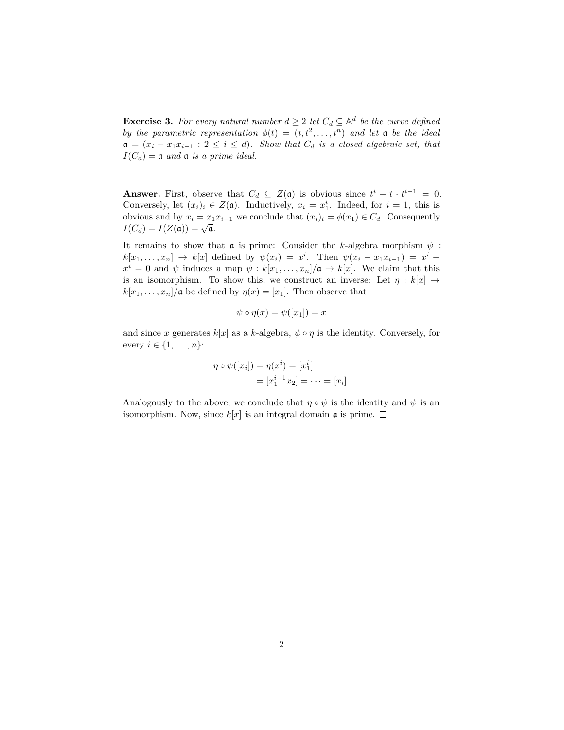**Exercise 3.** *For every natural number $d \geq 2$ let $C_d \subseteq \mathbb{A}^d$ be the curve defined by the parametric representation $\phi(t) = (t, t^2, \ldots, t^n)$ and let $\mathfrak{a}$ be the ideal $\mathfrak{a} = (x_i - x_1 x_{i-1} : 2 \leq i \leq d)$. Show that $C_d$ is a closed algebraic set, that $I(C_d) = \mathfrak{a}$ and $\mathfrak{a}$ is a prime ideal.*

**Answer.** First, observe that $C_d \subseteq Z(\mathfrak{a})$ is obvious since $t^i - t \cdot t^{i-1} = 0$. Conversely, let $(x_i)_i \in Z(\mathfrak{a})$. Inductively, $x_i = x_1^i$. Indeed, for $i = 1$, this is obvious and by $x_i = x_1 x_{i-1}$ we conclude that $(x_i)_i = \phi(x_1) \in C_d$. Consequently $I(C_d) = I(Z(\mathfrak{a})) = \sqrt{\mathfrak{a}}$.

It remains to show that $\mathfrak{a}$ is prime: Consider the $k$-algebra morphism $\psi : k[x_1, \ldots, x_n] \to k[x]$ defined by $\psi(x_i) = x^i$. Then $\psi(x_i - x_1 x_{i-1}) = x^i - x^i = 0$ and $\psi$ induces a map $\overline{\psi} : k[x_1, \ldots, x_n]/\mathfrak{a} \to k[x]$. We claim that this is an isomorphism. To show this, we construct an inverse: Let $\eta : k[x] \to k[x_1, \ldots, x_n]/\mathfrak{a}$ be defined by $\eta(x) = [x_1]$. Then observe that

$$\overline{\psi} \circ \eta(x) = \overline{\psi}([x_1]) = x$$

and since $x$ generates $k[x]$ as a $k$-algebra, $\overline{\psi} \circ \eta$ is the identity. Conversely, for every $i \in \{1, \ldots, n\}$:

$$\begin{aligned} \eta \circ \overline{\psi}([x_i]) &= \eta(x^i) = [x_1^i] \\ &= [x_1^{i-1} x_2] = \cdots = [x_i]. \end{aligned}$$

Analogously to the above, we conclude that $\eta \circ \overline{\psi}$ is the identity and $\overline{\psi}$ is an isomorphism. Now, since $k[x]$ is an integral domain $\mathfrak{a}$ is prime. □